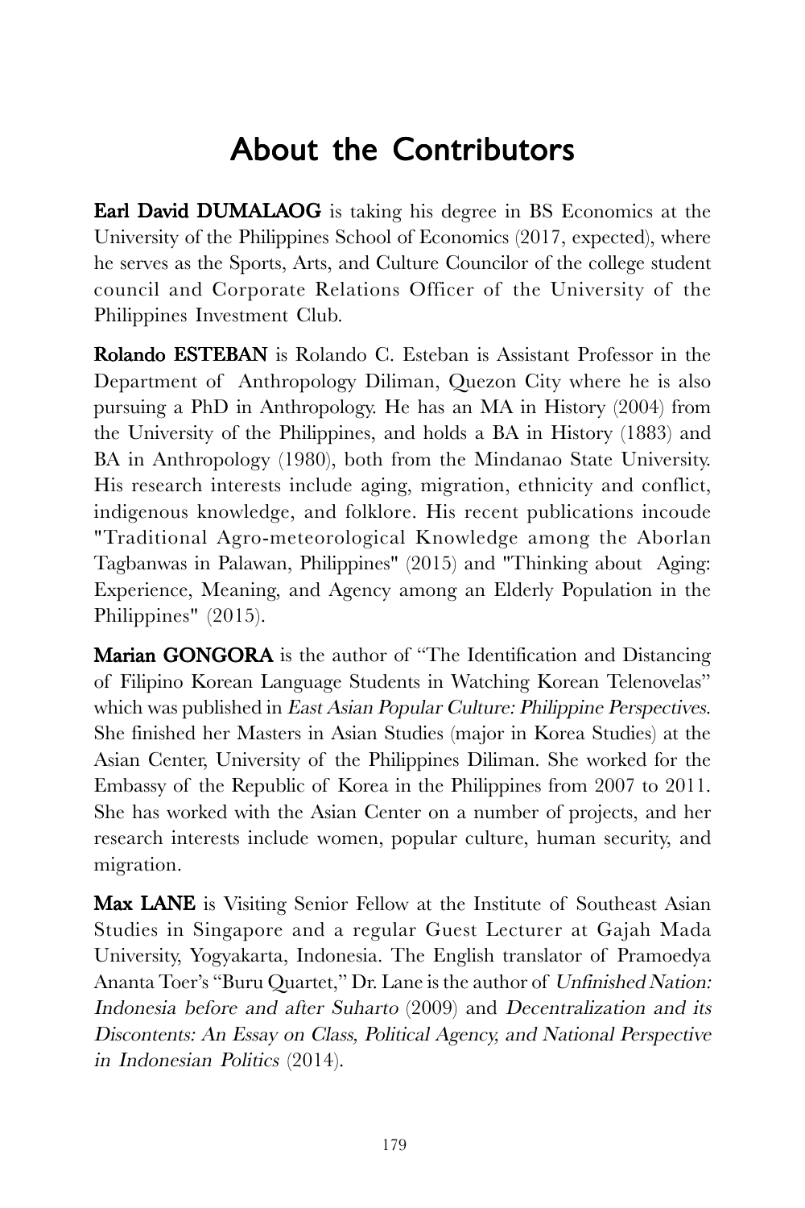# About the Contributors

**Earl David DUMALAOG** is taking his degree in BS Economics at the University of the Philippines School of Economics (2017, expected), where he serves as the Sports, Arts, and Culture Councilor of the college student council and Corporate Relations Officer of the University of the Philippines Investment Club.

**Rolando ESTEBAN** is Rolando C. Esteban is Assistant Professor in the Department of Anthropology Diliman, Quezon City where he is also pursuing a PhD in Anthropology. He has an MA in History (2004) from the University of the Philippines, and holds a BA in History (1883) and BA in Anthropology (1980), both from the Mindanao State University. His research interests include aging, migration, ethnicity and conflict, indigenous knowledge, and folklore. His recent publications incoude "Traditional Agro-meteorological Knowledge among the Aborlan Tagbanwas in Palawan, Philippines" (2015) and "Thinking about Aging: Experience, Meaning, and Agency among an Elderly Population in the Philippines" (2015).

**Marian GONGORA** is the author of "The Identification and Distancing of Filipino Korean Language Students in Watching Korean Telenovelas" which was published in *East Asian Popular Culture: Philippine Perspectives*. She finished her Masters in Asian Studies (major in Korea Studies) at the Asian Center, University of the Philippines Diliman. She worked for the Embassy of the Republic of Korea in the Philippines from 2007 to 2011. She has worked with the Asian Center on a number of projects, and her research interests include women, popular culture, human security, and migration.

**Max LANE** is Visiting Senior Fellow at the Institute of Southeast Asian Studies in Singapore and a regular Guest Lecturer at Gajah Mada University, Yogyakarta, Indonesia. The English translator of Pramoedya Ananta Toer's "Buru Quartet," Dr. Lane is the author of *Unfinished Nation: Indonesia before and after Suharto* (2009) and *Decentralization and its Discontents: An Essay on Class, Political Agency, and National Perspective in Indonesian Politics* (2014).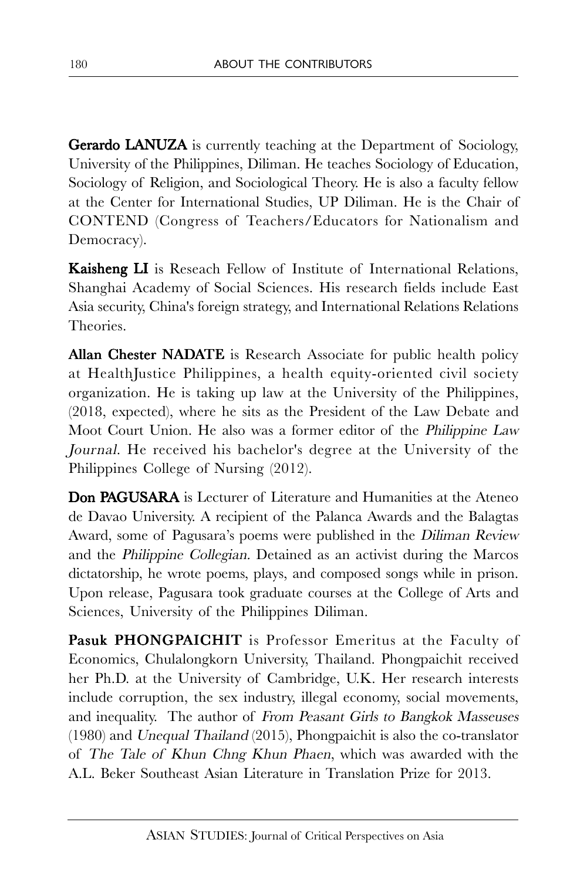**Gerardo LANUZA** is currently teaching at the Department of Sociology, University of the Philippines, Diliman. He teaches Sociology of Education, Sociology of Religion, and Sociological Theory. He is also a faculty fellow at the Center for International Studies, UP Diliman. He is the Chair of CONTEND (Congress of Teachers/Educators for Nationalism and Democracy).

**Kaisheng LI** is Reseach Fellow of Institute of International Relations, Shanghai Academy of Social Sciences. His research fields include East Asia security, China's foreign strategy, and International Relations Relations Theories.

**Allan Chester NADATE** is Research Associate for public health policy at HealthJustice Philippines, a health equity-oriented civil society organization. He is taking up law at the University of the Philippines, (2018, expected), where he sits as the President of the Law Debate and Moot Court Union. He also was a former editor of the *Philippine Law Journal*. He received his bachelor's degree at the University of the Philippines College of Nursing (2012).

**Don PAGUSARA** is Lecturer of Literature and Humanities at the Ateneo de Davao University. A recipient of the Palanca Awards and the Balagtas Award, some of Pagusara's poems were published in the *Diliman Review* and the *Philippine Collegian*. Detained as an activist during the Marcos dictatorship, he wrote poems, plays, and composed songs while in prison. Upon release, Pagusara took graduate courses at the College of Arts and Sciences, University of the Philippines Diliman.

**Pasuk PHONGPAICHIT** is Professor Emeritus at the Faculty of Economics, Chulalongkorn University, Thailand. Phongpaichit received her Ph.D. at the University of Cambridge, U.K. Her research interests include corruption, the sex industry, illegal economy, social movements, and inequality. The author of *From Peasant Girls to Bangkok Masseuses* (1980) and *Unequal Thailand* (2015), Phongpaichit is also the co-translator of *The Tale of Khun Chng Khun Phaen*, which was awarded with the A.L. Beker Southeast Asian Literature in Translation Prize for 2013.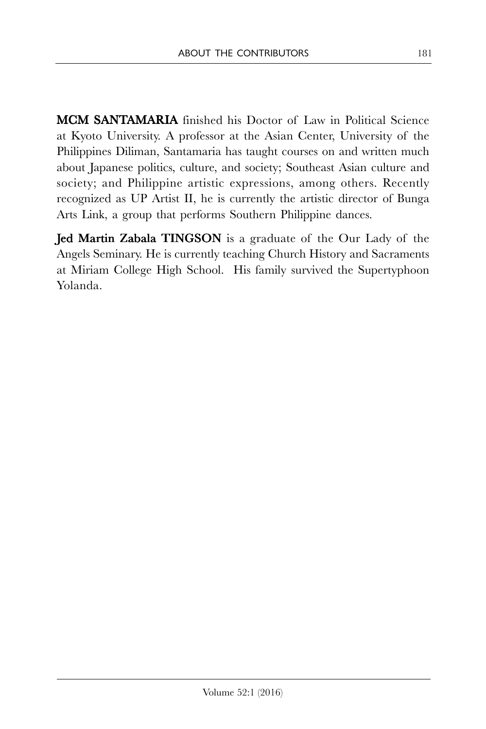**MCM SANTAMARIA** finished his Doctor of Law in Political Science at Kyoto University. A professor at the Asian Center, University of the Philippines Diliman, Santamaria has taught courses on and written much about Japanese politics, culture, and society; Southeast Asian culture and society; and Philippine artistic expressions, among others. Recently recognized as UP Artist II, he is currently the artistic director of Bunga Arts Link, a group that performs Southern Philippine dances.

**Jed Martin Zabala TINGSON** is a graduate of the Our Lady of the Angels Seminary. He is currently teaching Church History and Sacraments at Miriam College High School. His family survived the Supertyphoon Yolanda.